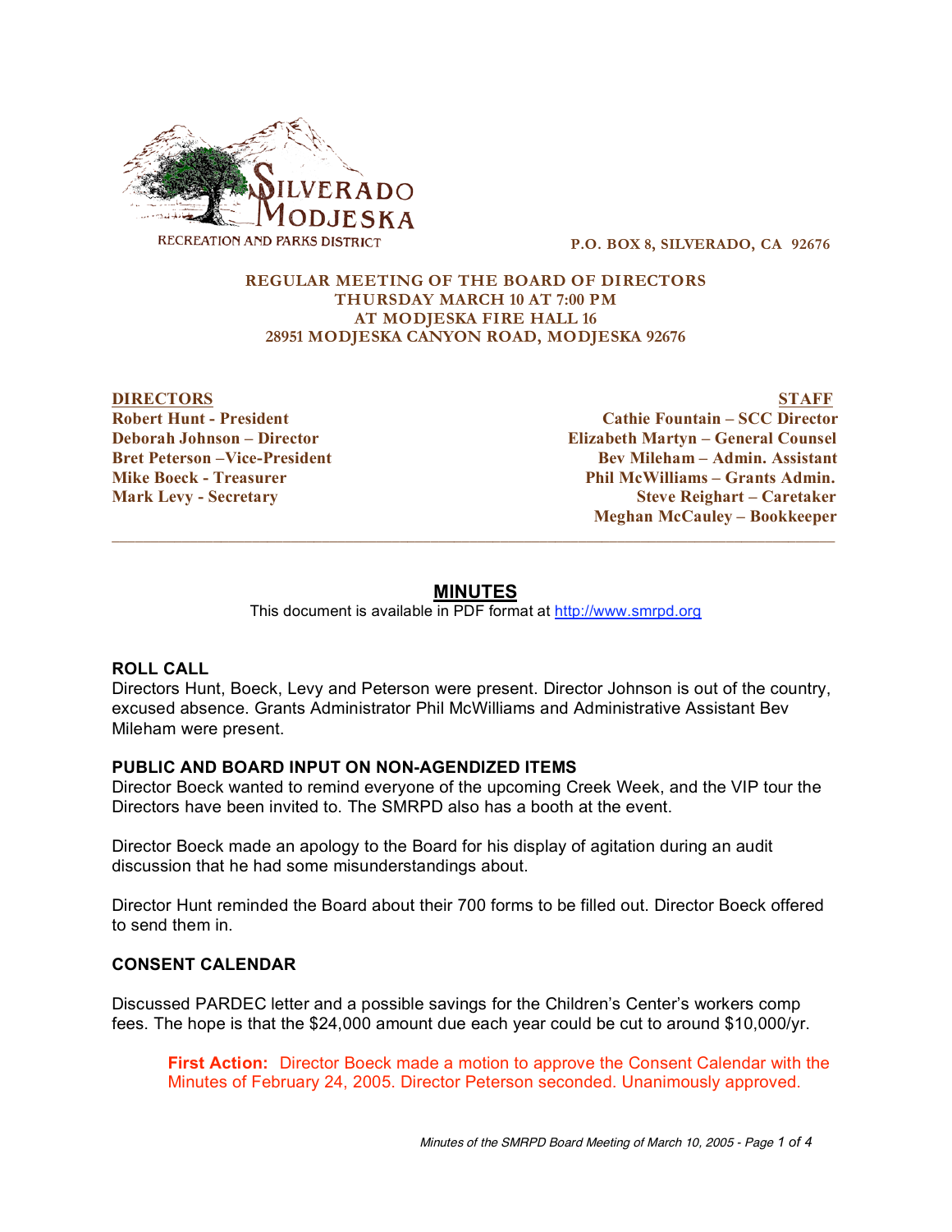SILVERADO MODJESKA RECREATION AND PARKS DISTRICT

P.O. BOX 8, SILVERADO, CA 92676

**REGULAR MEETING OF THE BOARD OF DIRECTORS**
**THURSDAY MARCH 10 AT 7:00 PM**
**AT MODJESKA FIRE HALL 16**
**28951 MODJESKA CANYON ROAD, MODJESKA 92676**

| DIRECTORS | STAFF |
|---|---|
| Robert Hunt - President | Cathie Fountain – SCC Director |
| Deborah Johnson – Director | Elizabeth Martyn – General Counsel |
| Bret Peterson –Vice-President | Bev Mileham – Admin. Assistant |
| Mike Boeck - Treasurer | Phil McWilliams – Grants Admin. |
| Mark Levy - Secretary | Steve Reighart – Caretaker |
| | Meghan McCauley – Bookkeeper |

---

## MINUTES

This document is available in PDF format at http://www.smrpd.org

### ROLL CALL

Directors Hunt, Boeck, Levy and Peterson were present. Director Johnson is out of the country, excused absence. Grants Administrator Phil McWilliams and Administrative Assistant Bev Mileham were present.

### PUBLIC AND BOARD INPUT ON NON-AGENDIZED ITEMS

Director Boeck wanted to remind everyone of the upcoming Creek Week, and the VIP tour the Directors have been invited to. The SMRPD also has a booth at the event.

Director Boeck made an apology to the Board for his display of agitation during an audit discussion that he had some misunderstandings about.

Director Hunt reminded the Board about their 700 forms to be filled out. Director Boeck offered to send them in.

### CONSENT CALENDAR

Discussed PARDEC letter and a possible savings for the Children's Center's workers comp fees. The hope is that the $24,000 amount due each year could be cut to around $10,000/yr.

> **First Action:** Director Boeck made a motion to approve the Consent Calendar with the Minutes of February 24, 2005. Director Peterson seconded. Unanimously approved.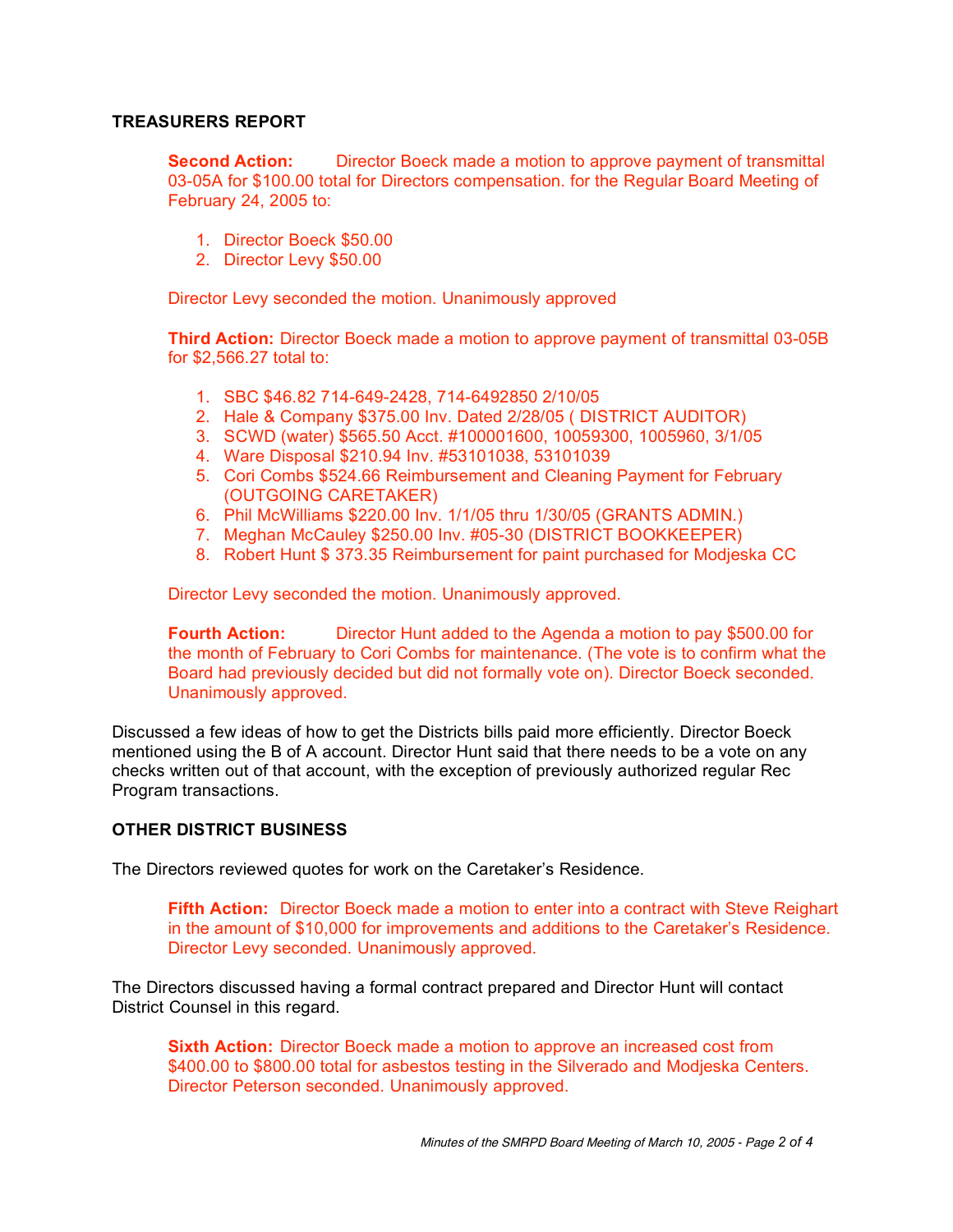**TREASURERS REPORT**

**Second Action:** Director Boeck made a motion to approve payment of transmittal 03-05A for $100.00 total for Directors compensation. for the Regular Board Meeting of February 24, 2005 to:

1. Director Boeck $50.00
2. Director Levy $50.00

Director Levy seconded the motion. Unanimously approved

**Third Action:** Director Boeck made a motion to approve payment of transmittal 03-05B for $2,566.27 total to:

1. SBC $46.82 714-649-2428, 714-6492850 2/10/05
2. Hale & Company $375.00 Inv. Dated 2/28/05 ( DISTRICT AUDITOR)
3. SCWD (water) $565.50 Acct. #100001600, 10059300, 1005960, 3/1/05
4. Ware Disposal $210.94 Inv. #53101038, 53101039
5. Cori Combs $524.66 Reimbursement and Cleaning Payment for February (OUTGOING CARETAKER)
6. Phil McWilliams $220.00 Inv. 1/1/05 thru 1/30/05 (GRANTS ADMIN.)
7. Meghan McCauley $250.00 Inv. #05-30 (DISTRICT BOOKKEEPER)
8. Robert Hunt $ 373.35 Reimbursement for paint purchased for Modjeska CC

Director Levy seconded the motion. Unanimously approved.

**Fourth Action:** Director Hunt added to the Agenda a motion to pay $500.00 for the month of February to Cori Combs for maintenance. (The vote is to confirm what the Board had previously decided but did not formally vote on). Director Boeck seconded. Unanimously approved.

Discussed a few ideas of how to get the Districts bills paid more efficiently. Director Boeck mentioned using the B of A account. Director Hunt said that there needs to be a vote on any checks written out of that account, with the exception of previously authorized regular Rec Program transactions.

**OTHER DISTRICT BUSINESS**

The Directors reviewed quotes for work on the Caretaker's Residence.

**Fifth Action:** Director Boeck made a motion to enter into a contract with Steve Reighart in the amount of $10,000 for improvements and additions to the Caretaker's Residence. Director Levy seconded. Unanimously approved.

The Directors discussed having a formal contract prepared and Director Hunt will contact District Counsel in this regard.

**Sixth Action:** Director Boeck made a motion to approve an increased cost from $400.00 to $800.00 total for asbestos testing in the Silverado and Modjeska Centers. Director Peterson seconded. Unanimously approved.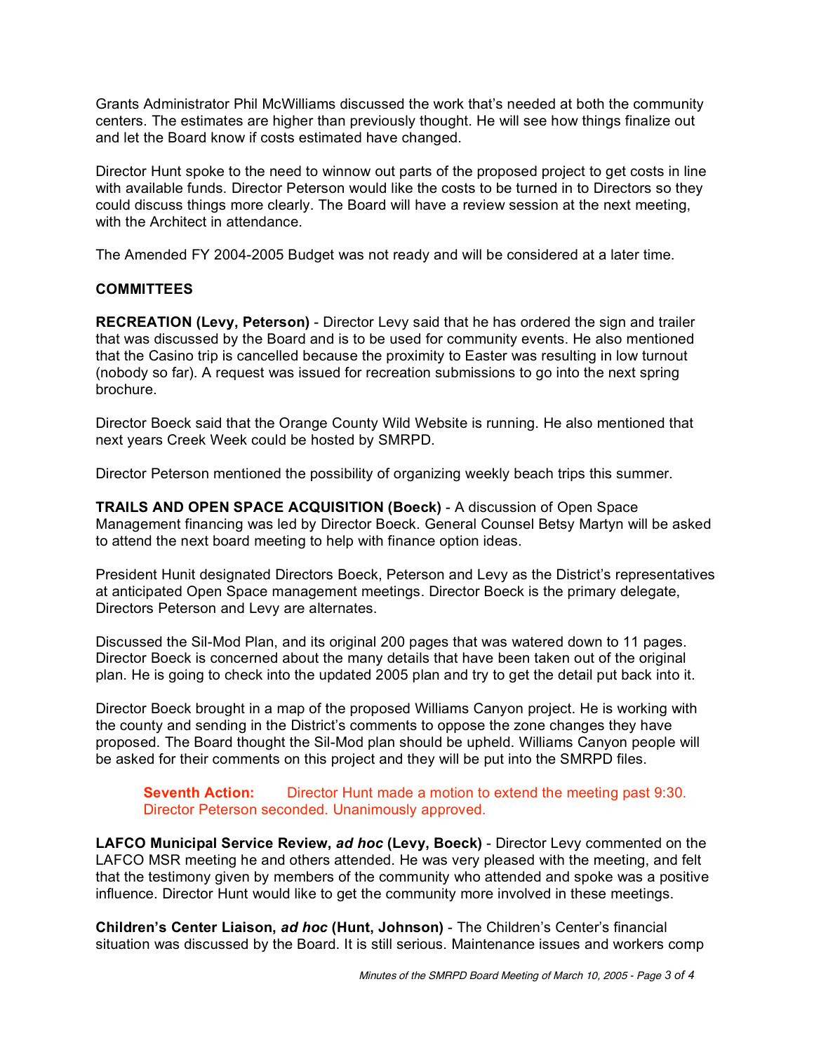Grants Administrator Phil McWilliams discussed the work that's needed at both the community centers. The estimates are higher than previously thought. He will see how things finalize out and let the Board know if costs estimated have changed.

Director Hunt spoke to the need to winnow out parts of the proposed project to get costs in line with available funds. Director Peterson would like the costs to be turned in to Directors so they could discuss things more clearly. The Board will have a review session at the next meeting, with the Architect in attendance.

The Amended FY 2004-2005 Budget was not ready and will be considered at a later time.

## COMMITTEES

**RECREATION (Levy, Peterson)** - Director Levy said that he has ordered the sign and trailer that was discussed by the Board and is to be used for community events. He also mentioned that the Casino trip is cancelled because the proximity to Easter was resulting in low turnout (nobody so far). A request was issued for recreation submissions to go into the next spring brochure.

Director Boeck said that the Orange County Wild Website is running. He also mentioned that next years Creek Week could be hosted by SMRPD.

Director Peterson mentioned the possibility of organizing weekly beach trips this summer.

**TRAILS AND OPEN SPACE ACQUISITION (Boeck)** - A discussion of Open Space Management financing was led by Director Boeck. General Counsel Betsy Martyn will be asked to attend the next board meeting to help with finance option ideas.

President Hunit designated Directors Boeck, Peterson and Levy as the District's representatives at anticipated Open Space management meetings. Director Boeck is the primary delegate, Directors Peterson and Levy are alternates.

Discussed the Sil-Mod Plan, and its original 200 pages that was watered down to 11 pages. Director Boeck is concerned about the many details that have been taken out of the original plan. He is going to check into the updated 2005 plan and try to get the detail put back into it.

Director Boeck brought in a map of the proposed Williams Canyon project. He is working with the county and sending in the District's comments to oppose the zone changes they have proposed. The Board thought the Sil-Mod plan should be upheld. Williams Canyon people will be asked for their comments on this project and they will be put into the SMRPD files.

> **Seventh Action:** Director Hunt made a motion to extend the meeting past 9:30. Director Peterson seconded. Unanimously approved.

**LAFCO Municipal Service Review, *ad hoc* (Levy, Boeck)** - Director Levy commented on the LAFCO MSR meeting he and others attended. He was very pleased with the meeting, and felt that the testimony given by members of the community who attended and spoke was a positive influence. Director Hunt would like to get the community more involved in these meetings.

**Children's Center Liaison, *ad hoc* (Hunt, Johnson)** - The Children's Center's financial situation was discussed by the Board. It is still serious. Maintenance issues and workers comp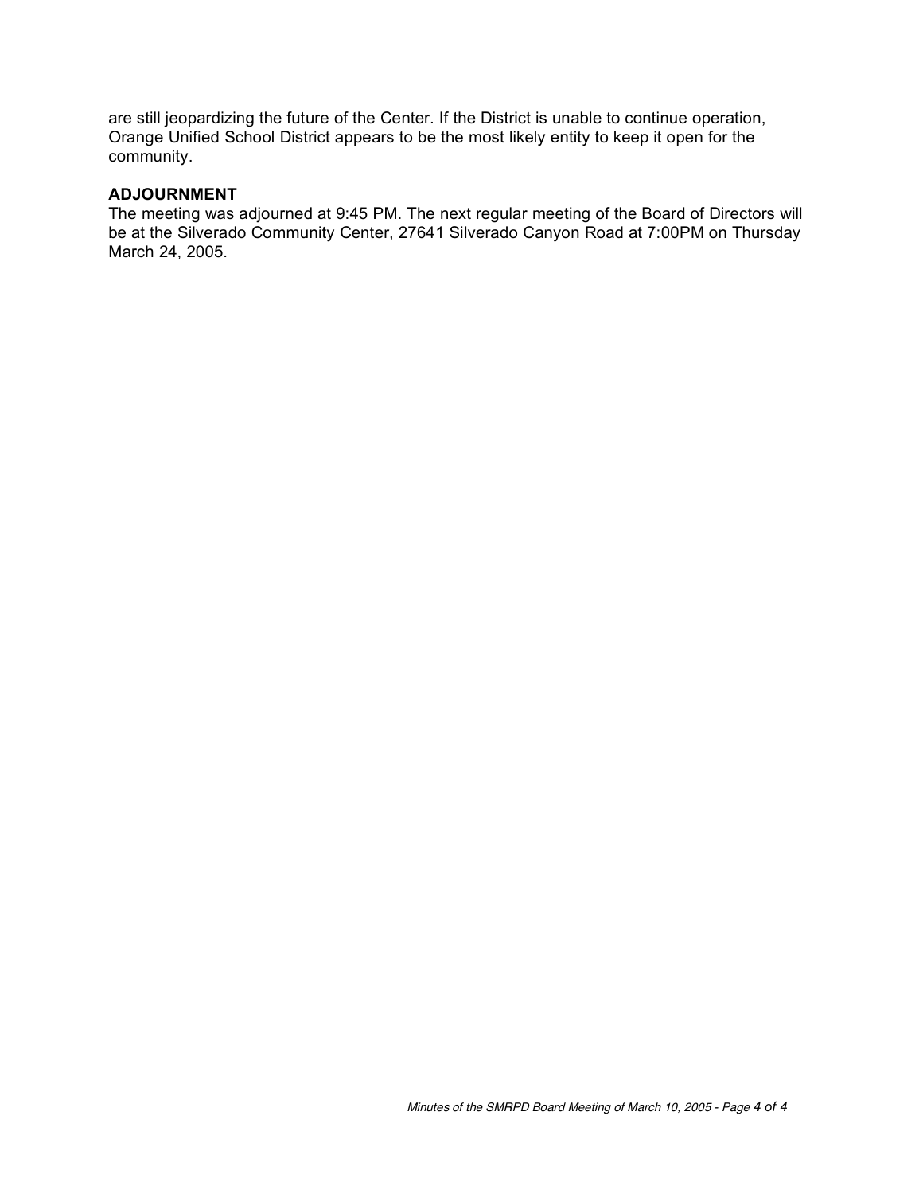are still jeopardizing the future of the Center. If the District is unable to continue operation, Orange Unified School District appears to be the most likely entity to keep it open for the community.

**ADJOURNMENT**

The meeting was adjourned at 9:45 PM. The next regular meeting of the Board of Directors will be at the Silverado Community Center, 27641 Silverado Canyon Road at 7:00PM on Thursday March 24, 2005.